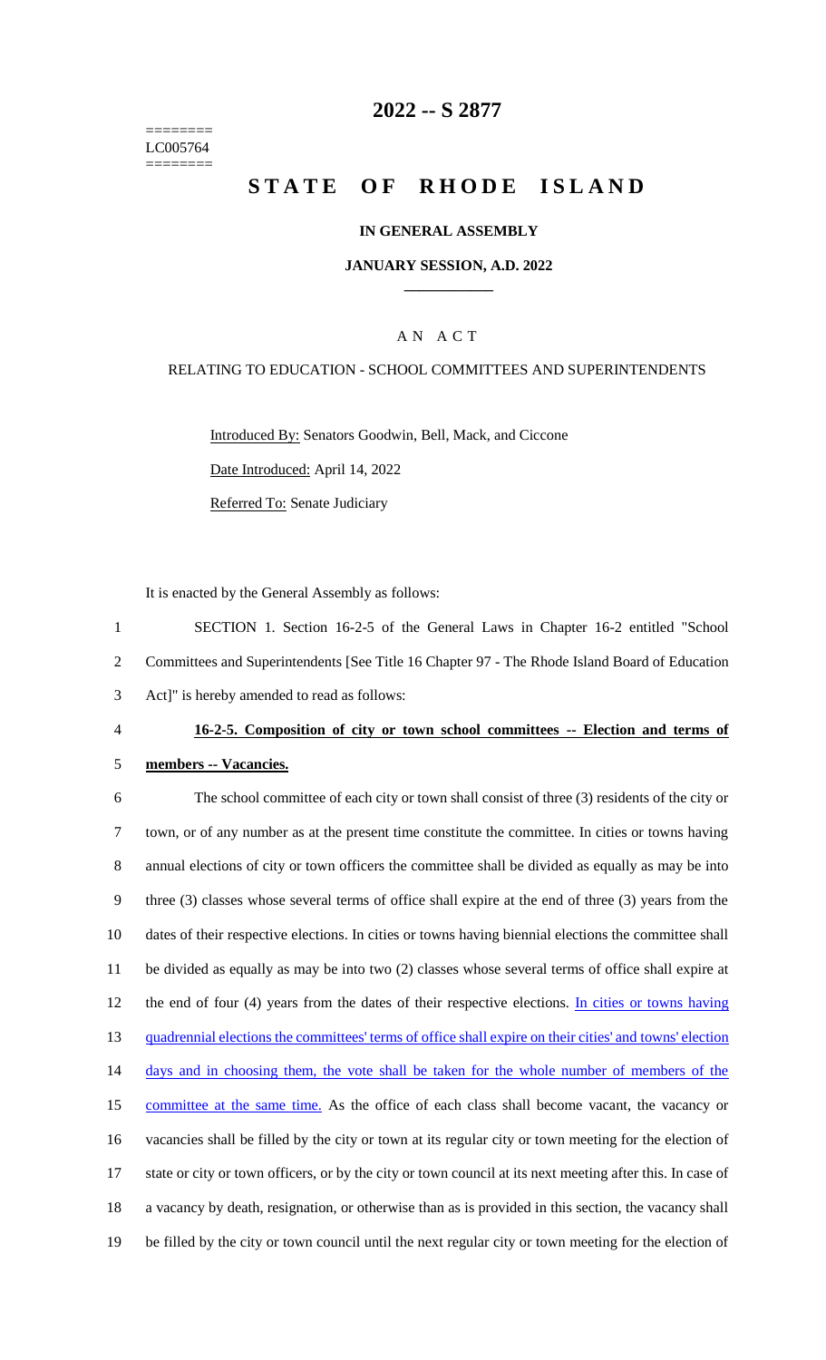========
LC005764
========

# 2022 -- S 2877

# STATE OF RHODE ISLAND

## IN GENERAL ASSEMBLY

### JANUARY SESSION, A.D. 2022

---

## A N A C T

### RELATING TO EDUCATION - SCHOOL COMMITTEES AND SUPERINTENDENTS

Introduced By: Senators Goodwin, Bell, Mack, and Ciccone

Date Introduced: April 14, 2022

Referred To: Senate Judiciary

It is enacted by the General Assembly as follows:

1 SECTION 1. Section 16-2-5 of the General Laws in Chapter 16-2 entitled "School
2 Committees and Superintendents [See Title 16 Chapter 97 - The Rhode Island Board of Education
3 Act]" is hereby amended to read as follows:

4 **16-2-5. Composition of city or town school committees -- Election and terms of**
5 **members -- Vacancies.**

6 The school committee of each city or town shall consist of three (3) residents of the city or
7 town, or of any number as at the present time constitute the committee. In cities or towns having
8 annual elections of city or town officers the committee shall be divided as equally as may be into
9 three (3) classes whose several terms of office shall expire at the end of three (3) years from the
10 dates of their respective elections. In cities or towns having biennial elections the committee shall
11 be divided as equally as may be into two (2) classes whose several terms of office shall expire at
12 the end of four (4) years from the dates of their respective elections. In cities or towns having
13 quadrennial elections the committees' terms of office shall expire on their cities' and towns' election
14 days and in choosing them, the vote shall be taken for the whole number of members of the
15 committee at the same time. As the office of each class shall become vacant, the vacancy or
16 vacancies shall be filled by the city or town at its regular city or town meeting for the election of
17 state or city or town officers, or by the city or town council at its next meeting after this. In case of
18 a vacancy by death, resignation, or otherwise than as is provided in this section, the vacancy shall
19 be filled by the city or town council until the next regular city or town meeting for the election of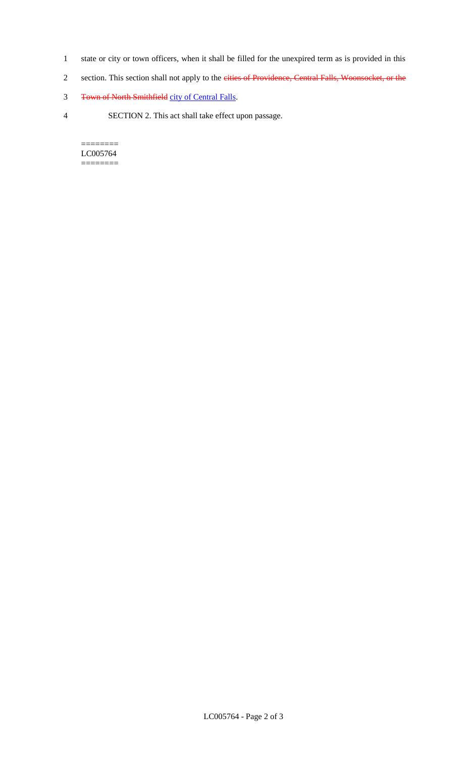state or city or town officers, when it shall be filled for the unexpired term as is provided in this section. This section shall not apply to the ~~cities of Providence, Central Falls, Woonsocket, or the Town of North Smithfield~~ <u>city of Central Falls</u>.

SECTION 2. This act shall take effect upon passage.

========
LC005764
========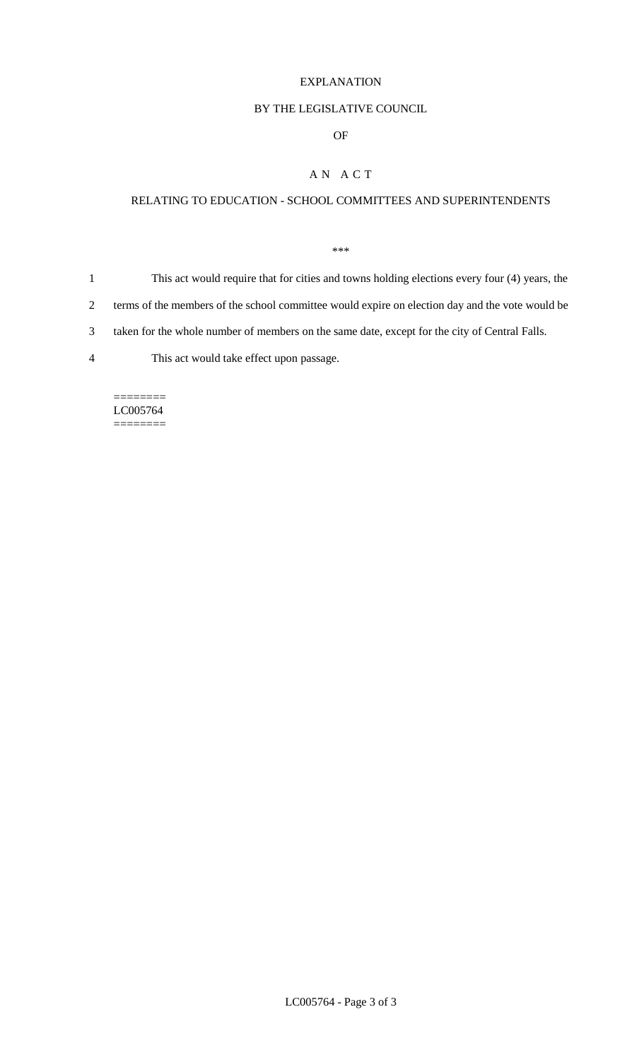EXPLANATION

BY THE LEGISLATIVE COUNCIL

OF

A N A C T

RELATING TO EDUCATION - SCHOOL COMMITTEES AND SUPERINTENDENTS

\*\*\*

1 This act would require that for cities and towns holding elections every four (4) years, the
2 terms of the members of the school committee would expire on election day and the vote would be
3 taken for the whole number of members on the same date, except for the city of Central Falls.
4 This act would take effect upon passage.

========
LC005764
========